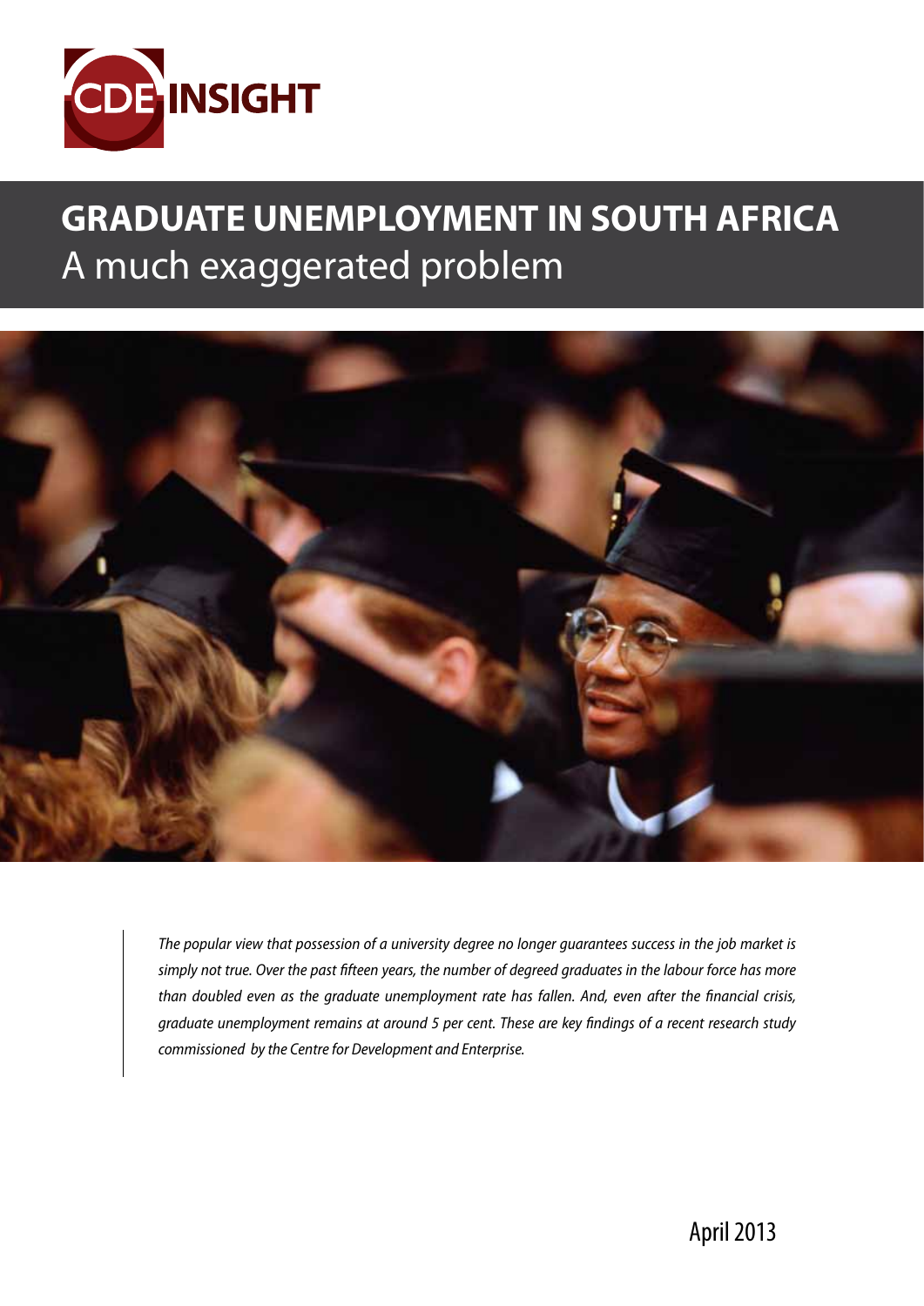CDE INSIGHT

# GRADUATE UNEMPLOYMENT IN SOUTH AFRICA

## A much exaggerated problem

*The popular view that possession of a university degree no longer guarantees success in the job market is simply not true. Over the past fifteen years, the number of degreed graduates in the labour force has more than doubled even as the graduate unemployment rate has fallen. And, even after the financial crisis, graduate unemployment remains at around 5 per cent. These are key findings of a recent research study commissioned by the Centre for Development and Enterprise.*

April 2013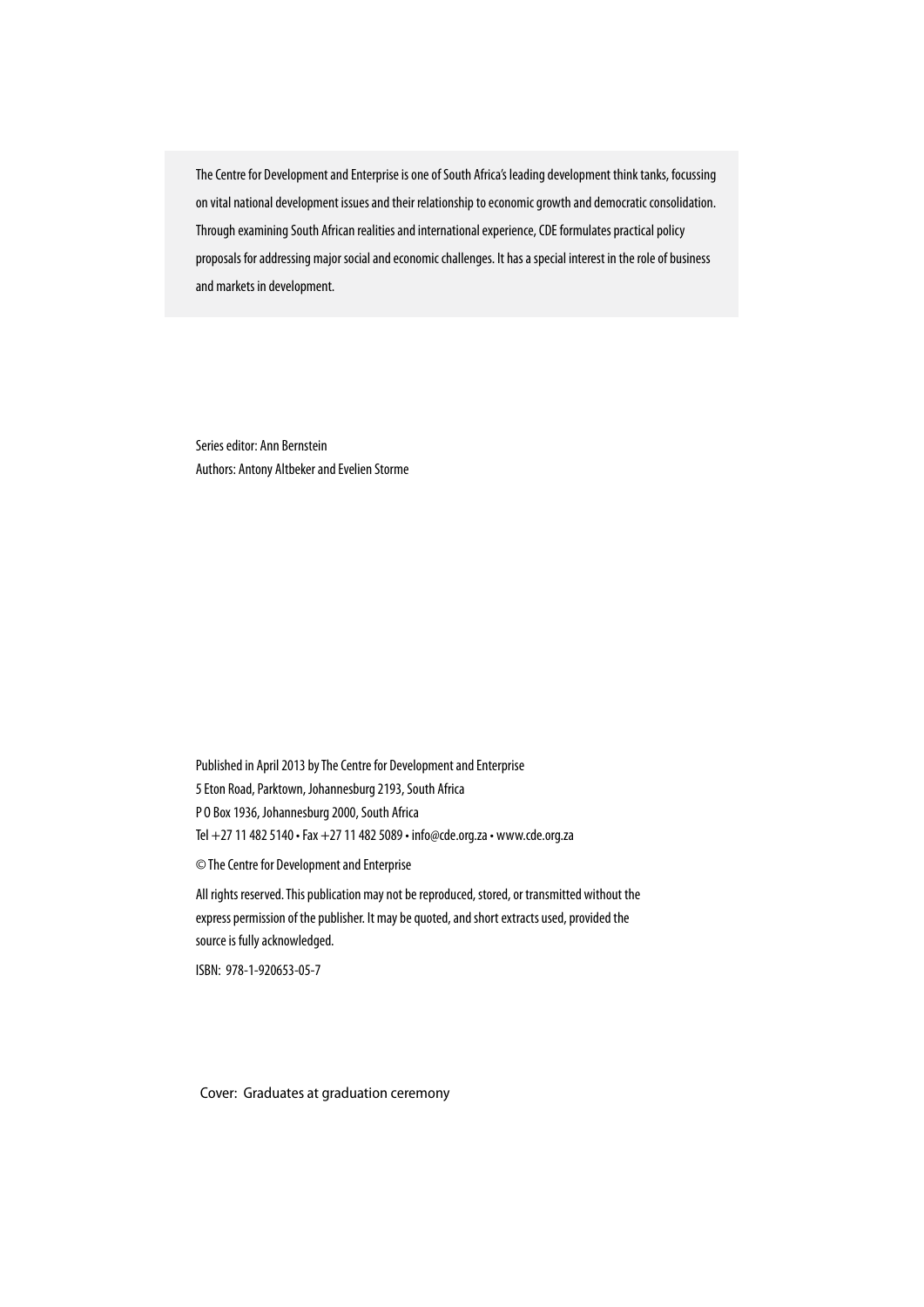The Centre for Development and Enterprise is one of South Africa's leading development think tanks, focussing on vital national development issues and their relationship to economic growth and democratic consolidation. Through examining South African realities and international experience, CDE formulates practical policy proposals for addressing major social and economic challenges. It has a special interest in the role of business and markets in development.

Series editor: Ann Bernstein
Authors: Antony Altbeker and Evelien Storme

Published in April 2013 by The Centre for Development and Enterprise
5 Eton Road, Parktown, Johannesburg 2193, South Africa
P O Box 1936, Johannesburg 2000, South Africa
Tel +27 11 482 5140 • Fax +27 11 482 5089 • info@cde.org.za • www.cde.org.za

© The Centre for Development and Enterprise

All rights reserved. This publication may not be reproduced, stored, or transmitted without the express permission of the publisher. It may be quoted, and short extracts used, provided the source is fully acknowledged.

ISBN: 978-1-920653-05-7

Cover: Graduates at graduation ceremony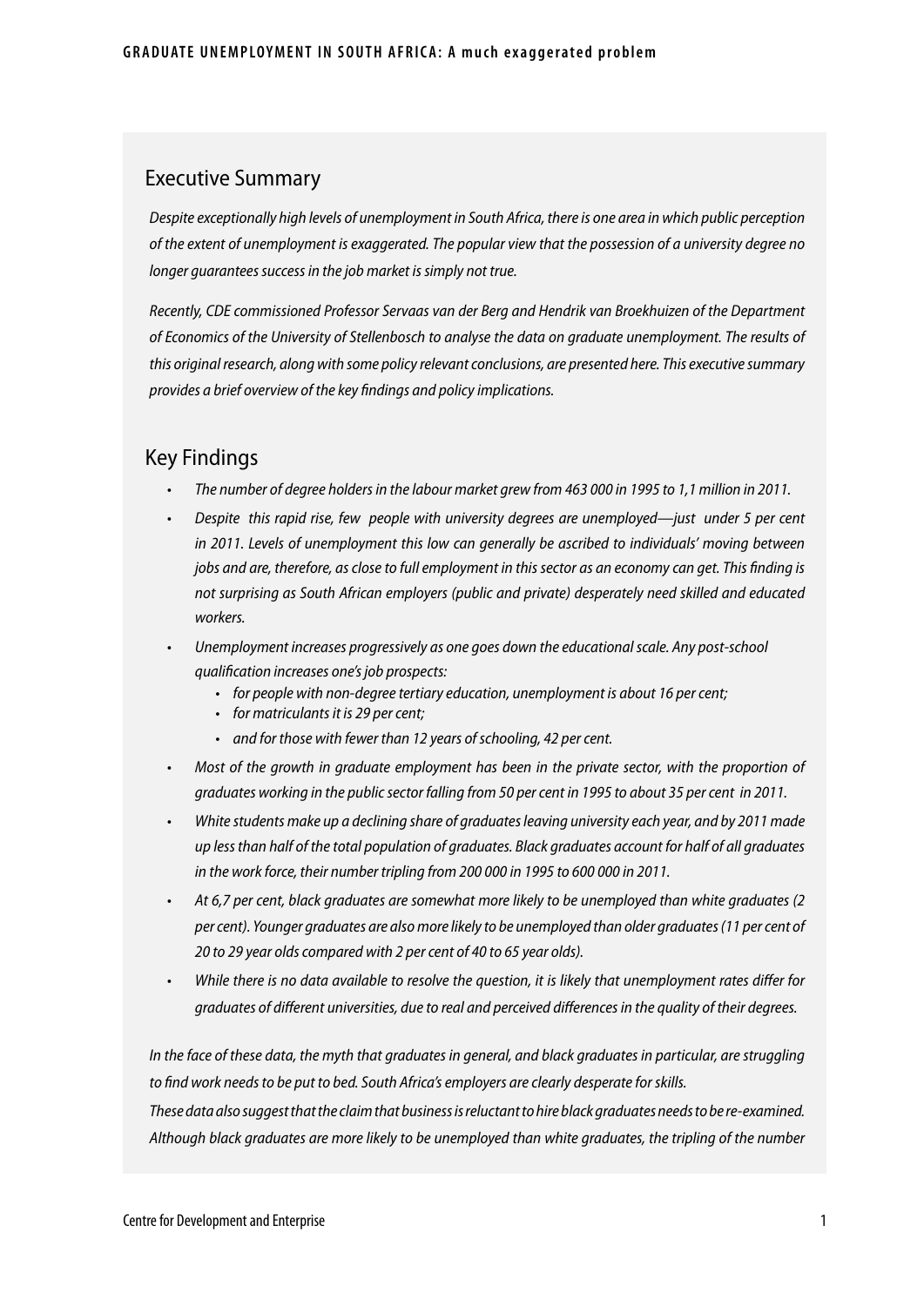## Executive Summary

*Despite exceptionally high levels of unemployment in South Africa, there is one area in which public perception of the extent of unemployment is exaggerated. The popular view that the possession of a university degree no longer guarantees success in the job market is simply not true.*

*Recently, CDE commissioned Professor Servaas van der Berg and Hendrik van Broekhuizen of the Department of Economics of the University of Stellenbosch to analyse the data on graduate unemployment. The results of this original research, along with some policy relevant conclusions, are presented here. This executive summary provides a brief overview of the key findings and policy implications.*

## Key Findings

- *The number of degree holders in the labour market grew from 463 000 in 1995 to 1,1 million in 2011.*
- *Despite this rapid rise, few people with university degrees are unemployed—just under 5 per cent in 2011. Levels of unemployment this low can generally be ascribed to individuals' moving between jobs and are, therefore, as close to full employment in this sector as an economy can get. This finding is not surprising as South African employers (public and private) desperately need skilled and educated workers.*
- *Unemployment increases progressively as one goes down the educational scale. Any post-school qualification increases one's job prospects:*
  - *for people with non-degree tertiary education, unemployment is about 16 per cent;*
  - *for matriculants it is 29 per cent;*
  - *and for those with fewer than 12 years of schooling, 42 per cent.*
- *Most of the growth in graduate employment has been in the private sector, with the proportion of graduates working in the public sector falling from 50 per cent in 1995 to about 35 per cent in 2011.*
- *White students make up a declining share of graduates leaving university each year, and by 2011 made up less than half of the total population of graduates. Black graduates account for half of all graduates in the work force, their number tripling from 200 000 in 1995 to 600 000 in 2011.*
- *At 6,7 per cent, black graduates are somewhat more likely to be unemployed than white graduates (2 per cent). Younger graduates are also more likely to be unemployed than older graduates (11 per cent of 20 to 29 year olds compared with 2 per cent of 40 to 65 year olds).*
- *While there is no data available to resolve the question, it is likely that unemployment rates differ for graduates of different universities, due to real and perceived differences in the quality of their degrees.*

*In the face of these data, the myth that graduates in general, and black graduates in particular, are struggling to find work needs to be put to bed. South Africa's employers are clearly desperate for skills.*

*These data also suggest that the claim that business is reluctant to hire black graduates needs to be re-examined. Although black graduates are more likely to be unemployed than white graduates, the tripling of the number*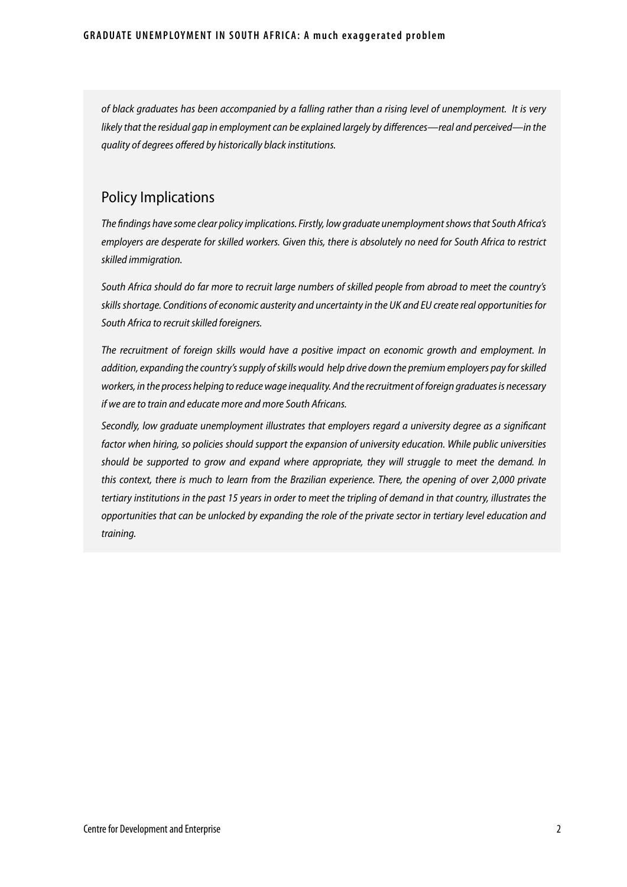*of black graduates has been accompanied by a falling rather than a rising level of unemployment. It is very likely that the residual gap in employment can be explained largely by differences—real and perceived—in the quality of degrees offered by historically black institutions.*

## Policy Implications

*The findings have some clear policy implications. Firstly, low graduate unemployment shows that South Africa's employers are desperate for skilled workers. Given this, there is absolutely no need for South Africa to restrict skilled immigration.*

*South Africa should do far more to recruit large numbers of skilled people from abroad to meet the country's skills shortage. Conditions of economic austerity and uncertainty in the UK and EU create real opportunities for South Africa to recruit skilled foreigners.*

*The recruitment of foreign skills would have a positive impact on economic growth and employment. In addition, expanding the country's supply of skills would help drive down the premium employers pay for skilled workers, in the process helping to reduce wage inequality. And the recruitment of foreign graduates is necessary if we are to train and educate more and more South Africans.*

*Secondly, low graduate unemployment illustrates that employers regard a university degree as a significant factor when hiring, so policies should support the expansion of university education. While public universities should be supported to grow and expand where appropriate, they will struggle to meet the demand. In this context, there is much to learn from the Brazilian experience. There, the opening of over 2,000 private tertiary institutions in the past 15 years in order to meet the tripling of demand in that country, illustrates the opportunities that can be unlocked by expanding the role of the private sector in tertiary level education and training.*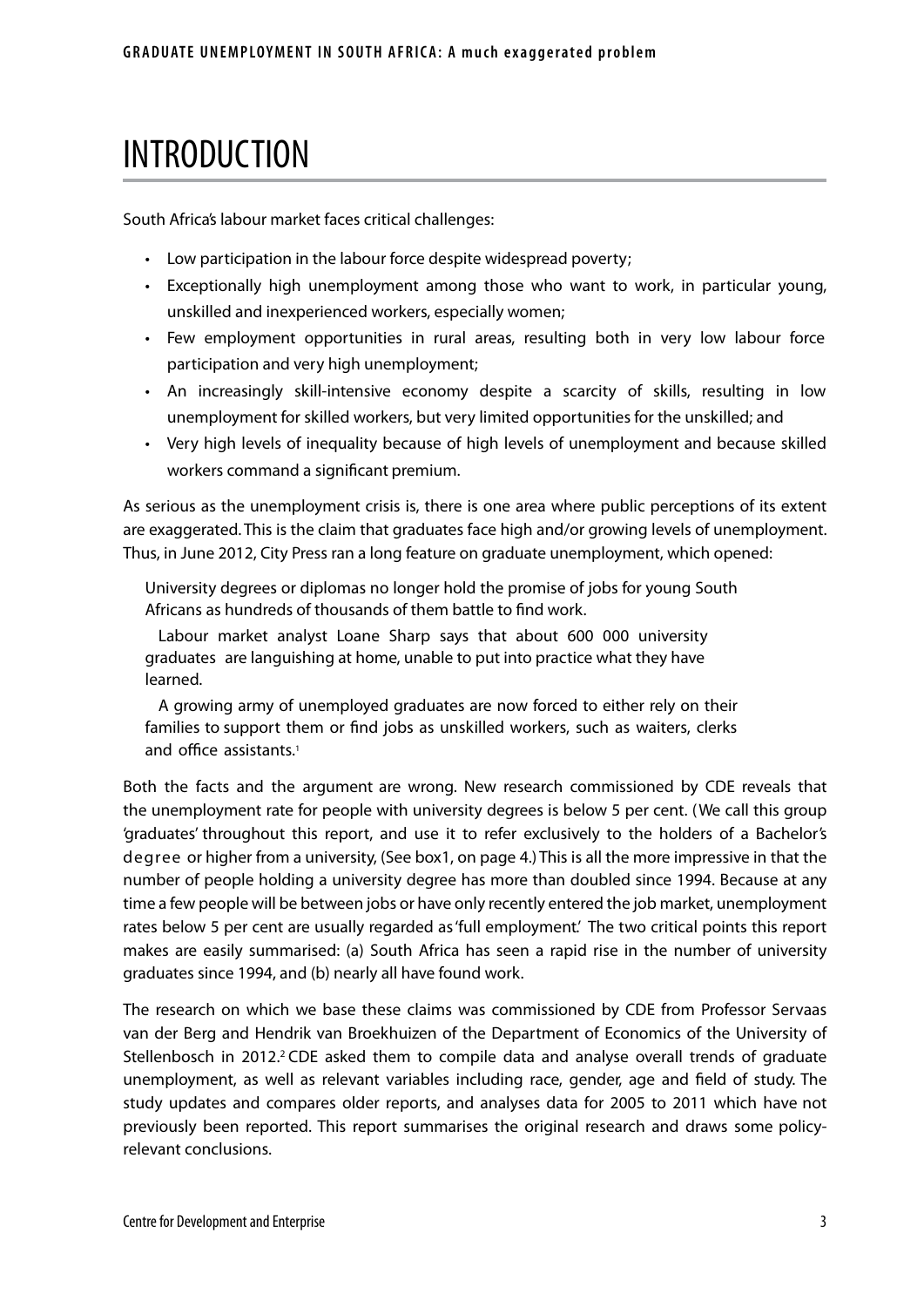# INTRODUCTION

South Africa's labour market faces critical challenges:

- Low participation in the labour force despite widespread poverty;
- Exceptionally high unemployment among those who want to work, in particular young, unskilled and inexperienced workers, especially women;
- Few employment opportunities in rural areas, resulting both in very low labour force participation and very high unemployment;
- An increasingly skill-intensive economy despite a scarcity of skills, resulting in low unemployment for skilled workers, but very limited opportunities for the unskilled; and
- Very high levels of inequality because of high levels of unemployment and because skilled workers command a significant premium.

As serious as the unemployment crisis is, there is one area where public perceptions of its extent are exaggerated. This is the claim that graduates face high and/or growing levels of unemployment. Thus, in June 2012, City Press ran a long feature on graduate unemployment, which opened:

> University degrees or diplomas no longer hold the promise of jobs for young South Africans as hundreds of thousands of them battle to find work.
>
> Labour market analyst Loane Sharp says that about 600 000 university graduates are languishing at home, unable to put into practice what they have learned.
>
> A growing army of unemployed graduates are now forced to either rely on their families to support them or find jobs as unskilled workers, such as waiters, clerks and office assistants.[1]

Both the facts and the argument are wrong. New research commissioned by CDE reveals that the unemployment rate for people with university degrees is below 5 per cent. (We call this group 'graduates' throughout this report, and use it to refer exclusively to the holders of a Bachelor's degree or higher from a university, (See box1, on page 4.) This is all the more impressive in that the number of people holding a university degree has more than doubled since 1994. Because at any time a few people will be between jobs or have only recently entered the job market, unemployment rates below 5 per cent are usually regarded as 'full employment.' The two critical points this report makes are easily summarised: (a) South Africa has seen a rapid rise in the number of university graduates since 1994, and (b) nearly all have found work.

The research on which we base these claims was commissioned by CDE from Professor Servaas van der Berg and Hendrik van Broekhuizen of the Department of Economics of the University of Stellenbosch in 2012.[2] CDE asked them to compile data and analyse overall trends of graduate unemployment, as well as relevant variables including race, gender, age and field of study. The study updates and compares older reports, and analyses data for 2005 to 2011 which have not previously been reported. This report summarises the original research and draws some policy-relevant conclusions.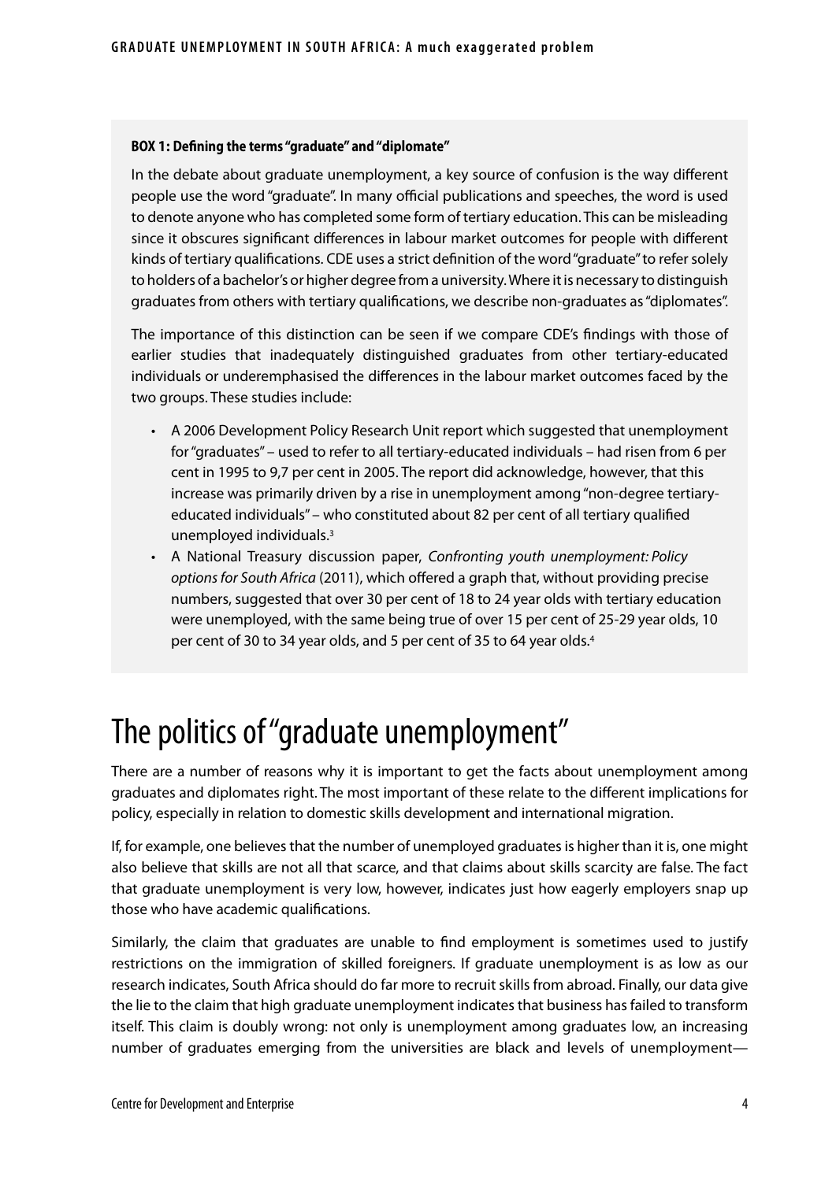**BOX 1: Defining the terms "graduate" and "diplomate"**

In the debate about graduate unemployment, a key source of confusion is the way different people use the word "graduate". In many official publications and speeches, the word is used to denote anyone who has completed some form of tertiary education. This can be misleading since it obscures significant differences in labour market outcomes for people with different kinds of tertiary qualifications. CDE uses a strict definition of the word "graduate" to refer solely to holders of a bachelor's or higher degree from a university. Where it is necessary to distinguish graduates from others with tertiary qualifications, we describe non-graduates as "diplomates".

The importance of this distinction can be seen if we compare CDE's findings with those of earlier studies that inadequately distinguished graduates from other tertiary-educated individuals or underemphasised the differences in the labour market outcomes faced by the two groups. These studies include:

- A 2006 Development Policy Research Unit report which suggested that unemployment for "graduates" – used to refer to all tertiary-educated individuals – had risen from 6 per cent in 1995 to 9,7 per cent in 2005. The report did acknowledge, however, that this increase was primarily driven by a rise in unemployment among "non-degree tertiary-educated individuals" – who constituted about 82 per cent of all tertiary qualified unemployed individuals.[3]
- A National Treasury discussion paper, *Confronting youth unemployment: Policy options for South Africa* (2011), which offered a graph that, without providing precise numbers, suggested that over 30 per cent of 18 to 24 year olds with tertiary education were unemployed, with the same being true of over 15 per cent of 25-29 year olds, 10 per cent of 30 to 34 year olds, and 5 per cent of 35 to 64 year olds.[4]

# The politics of "graduate unemployment"

There are a number of reasons why it is important to get the facts about unemployment among graduates and diplomates right. The most important of these relate to the different implications for policy, especially in relation to domestic skills development and international migration.

If, for example, one believes that the number of unemployed graduates is higher than it is, one might also believe that skills are not all that scarce, and that claims about skills scarcity are false. The fact that graduate unemployment is very low, however, indicates just how eagerly employers snap up those who have academic qualifications.

Similarly, the claim that graduates are unable to find employment is sometimes used to justify restrictions on the immigration of skilled foreigners. If graduate unemployment is as low as our research indicates, South Africa should do far more to recruit skills from abroad. Finally, our data give the lie to the claim that high graduate unemployment indicates that business has failed to transform itself. This claim is doubly wrong: not only is unemployment among graduates low, an increasing number of graduates emerging from the universities are black and levels of unemployment—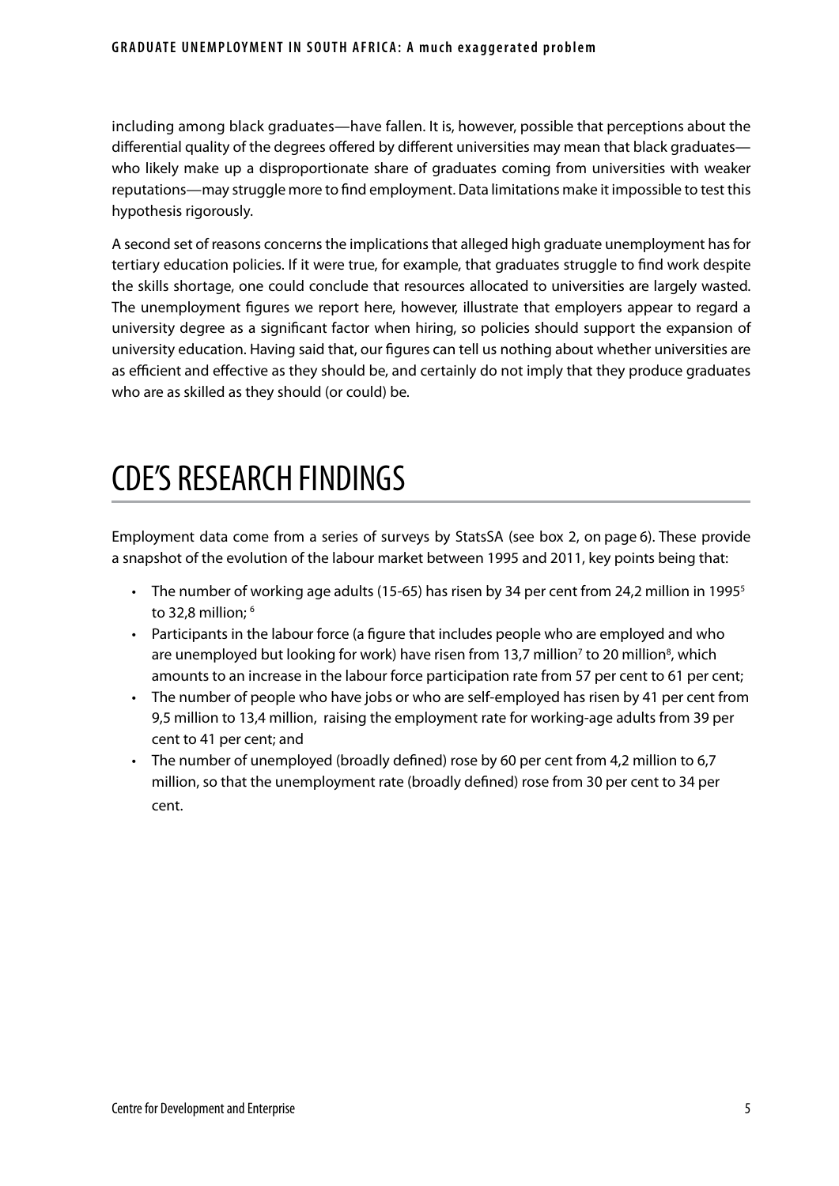including among black graduates—have fallen. It is, however, possible that perceptions about the differential quality of the degrees offered by different universities may mean that black graduates—who likely make up a disproportionate share of graduates coming from universities with weaker reputations—may struggle more to find employment. Data limitations make it impossible to test this hypothesis rigorously.

A second set of reasons concerns the implications that alleged high graduate unemployment has for tertiary education policies. If it were true, for example, that graduates struggle to find work despite the skills shortage, one could conclude that resources allocated to universities are largely wasted. The unemployment figures we report here, however, illustrate that employers appear to regard a university degree as a significant factor when hiring, so policies should support the expansion of university education. Having said that, our figures can tell us nothing about whether universities are as efficient and effective as they should be, and certainly do not imply that they produce graduates who are as skilled as they should (or could) be.

# CDE'S RESEARCH FINDINGS

Employment data come from a series of surveys by StatsSA (see box 2, on page 6). These provide a snapshot of the evolution of the labour market between 1995 and 2011, key points being that:

- The number of working age adults (15-65) has risen by 34 per cent from 24,2 million in 1995[5] to 32,8 million; [6]
- Participants in the labour force (a figure that includes people who are employed and who are unemployed but looking for work) have risen from 13,7 million[7] to 20 million[8], which amounts to an increase in the labour force participation rate from 57 per cent to 61 per cent;
- The number of people who have jobs or who are self-employed has risen by 41 per cent from 9,5 million to 13,4 million, raising the employment rate for working-age adults from 39 per cent to 41 per cent; and
- The number of unemployed (broadly defined) rose by 60 per cent from 4,2 million to 6,7 million, so that the unemployment rate (broadly defined) rose from 30 per cent to 34 per cent.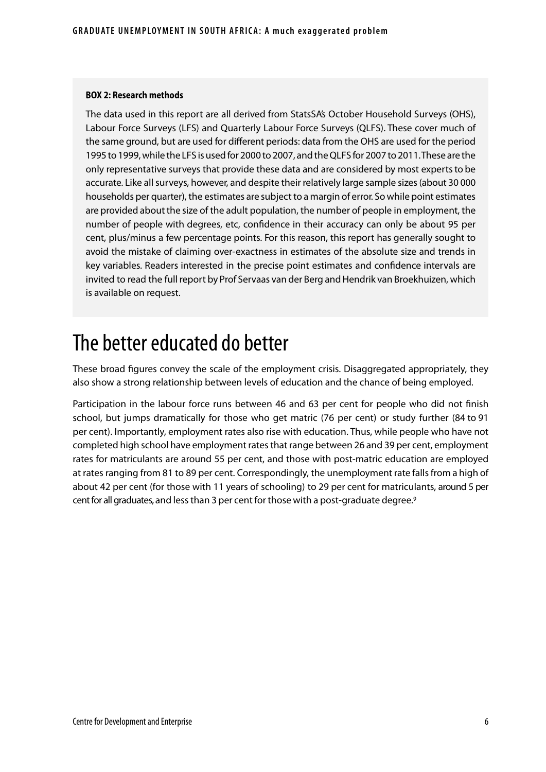**BOX 2: Research methods**

The data used in this report are all derived from StatsSA's October Household Surveys (OHS), Labour Force Surveys (LFS) and Quarterly Labour Force Surveys (QLFS). These cover much of the same ground, but are used for different periods: data from the OHS are used for the period 1995 to 1999, while the LFS is used for 2000 to 2007, and the QLFS for 2007 to 2011. These are the only representative surveys that provide these data and are considered by most experts to be accurate. Like all surveys, however, and despite their relatively large sample sizes (about 30 000 households per quarter), the estimates are subject to a margin of error. So while point estimates are provided about the size of the adult population, the number of people in employment, the number of people with degrees, etc, confidence in their accuracy can only be about 95 per cent, plus/minus a few percentage points. For this reason, this report has generally sought to avoid the mistake of claiming over-exactness in estimates of the absolute size and trends in key variables. Readers interested in the precise point estimates and confidence intervals are invited to read the full report by Prof Servaas van der Berg and Hendrik van Broekhuizen, which is available on request.

# The better educated do better

These broad figures convey the scale of the employment crisis. Disaggregated appropriately, they also show a strong relationship between levels of education and the chance of being employed.

Participation in the labour force runs between 46 and 63 per cent for people who did not finish school, but jumps dramatically for those who get matric (76 per cent) or study further (84 to 91 per cent). Importantly, employment rates also rise with education. Thus, while people who have not completed high school have employment rates that range between 26 and 39 per cent, employment rates for matriculants are around 55 per cent, and those with post-matric education are employed at rates ranging from 81 to 89 per cent. Correspondingly, the unemployment rate falls from a high of about 42 per cent (for those with 11 years of schooling) to 29 per cent for matriculants, around 5 per cent for all graduates, and less than 3 per cent for those with a post-graduate degree.[9]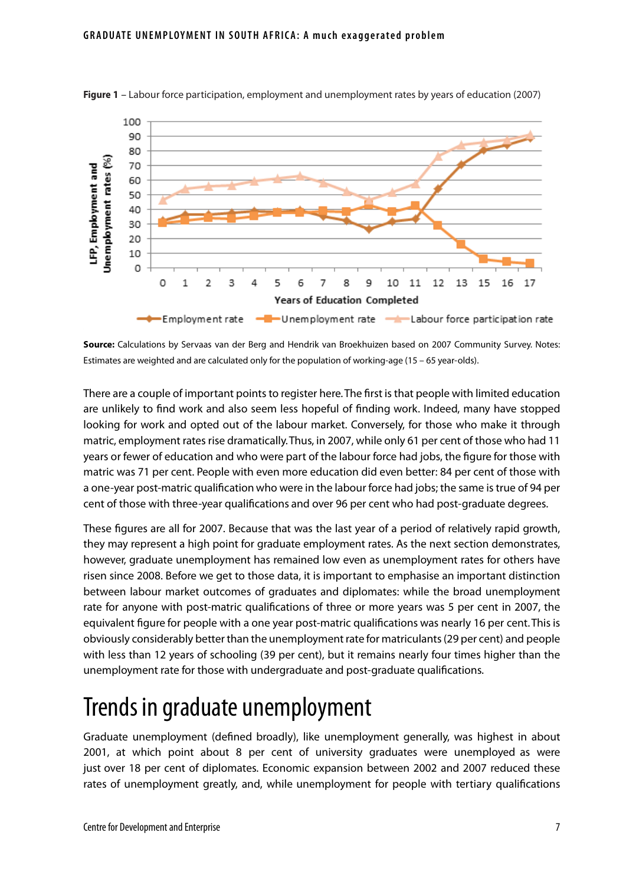**Figure 1** – Labour force participation, employment and unemployment rates by years of education (2007)

**Source:** Calculations by Servaas van der Berg and Hendrik van Broekhuizen based on 2007 Community Survey. Notes: Estimates are weighted and are calculated only for the population of working-age (15 – 65 year-olds).

There are a couple of important points to register here. The first is that people with limited education are unlikely to find work and also seem less hopeful of finding work. Indeed, many have stopped looking for work and opted out of the labour market. Conversely, for those who make it through matric, employment rates rise dramatically. Thus, in 2007, while only 61 per cent of those who had 11 years or fewer of education and who were part of the labour force had jobs, the figure for those with matric was 71 per cent. People with even more education did even better: 84 per cent of those with a one-year post-matric qualification who were in the labour force had jobs; the same is true of 94 per cent of those with three-year qualifications and over 96 per cent who had post-graduate degrees.

These figures are all for 2007. Because that was the last year of a period of relatively rapid growth, they may represent a high point for graduate employment rates. As the next section demonstrates, however, graduate unemployment has remained low even as unemployment rates for others have risen since 2008. Before we get to those data, it is important to emphasise an important distinction between labour market outcomes of graduates and diplomates: while the broad unemployment rate for anyone with post-matric qualifications of three or more years was 5 per cent in 2007, the equivalent figure for people with a one year post-matric qualifications was nearly 16 per cent. This is obviously considerably better than the unemployment rate for matriculants (29 per cent) and people with less than 12 years of schooling (39 per cent), but it remains nearly four times higher than the unemployment rate for those with undergraduate and post-graduate qualifications.

# Trends in graduate unemployment

Graduate unemployment (defined broadly), like unemployment generally, was highest in about 2001, at which point about 8 per cent of university graduates were unemployed as were just over 18 per cent of diplomates. Economic expansion between 2002 and 2007 reduced these rates of unemployment greatly, and, while unemployment for people with tertiary qualifications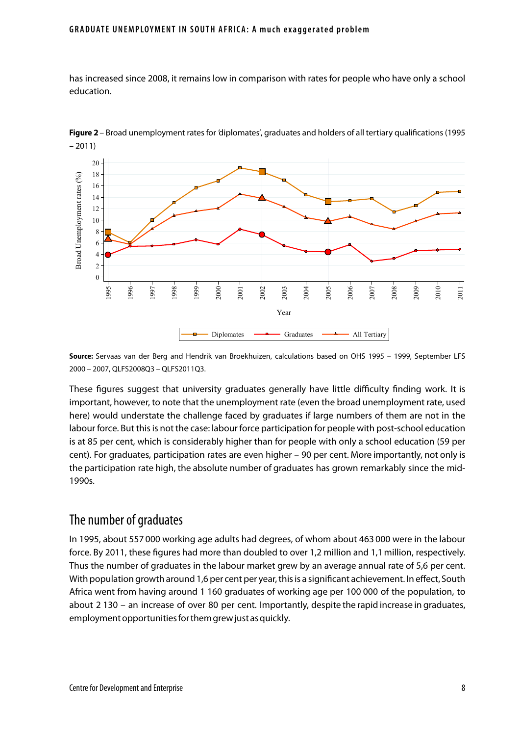has increased since 2008, it remains low in comparison with rates for people who have only a school education.

**Figure 2** – Broad unemployment rates for 'diplomates', graduates and holders of all tertiary qualifications (1995 – 2011)

**Source:** Servaas van der Berg and Hendrik van Broekhuizen, calculations based on OHS 1995 – 1999, September LFS 2000 – 2007, QLFS2008Q3 – QLFS2011Q3.

These figures suggest that university graduates generally have little difficulty finding work. It is important, however, to note that the unemployment rate (even the broad unemployment rate, used here) would understate the challenge faced by graduates if large numbers of them are not in the labour force. But this is not the case: labour force participation for people with post-school education is at 85 per cent, which is considerably higher than for people with only a school education (59 per cent). For graduates, participation rates are even higher – 90 per cent. More importantly, not only is the participation rate high, the absolute number of graduates has grown remarkably since the mid-1990s.

## The number of graduates

In 1995, about 557 000 working age adults had degrees, of whom about 463 000 were in the labour force. By 2011, these figures had more than doubled to over 1,2 million and 1,1 million, respectively. Thus the number of graduates in the labour market grew by an average annual rate of 5,6 per cent. With population growth around 1,6 per cent per year, this is a significant achievement. In effect, South Africa went from having around 1 160 graduates of working age per 100 000 of the population, to about 2 130 – an increase of over 80 per cent. Importantly, despite the rapid increase in graduates, employment opportunities for them grew just as quickly.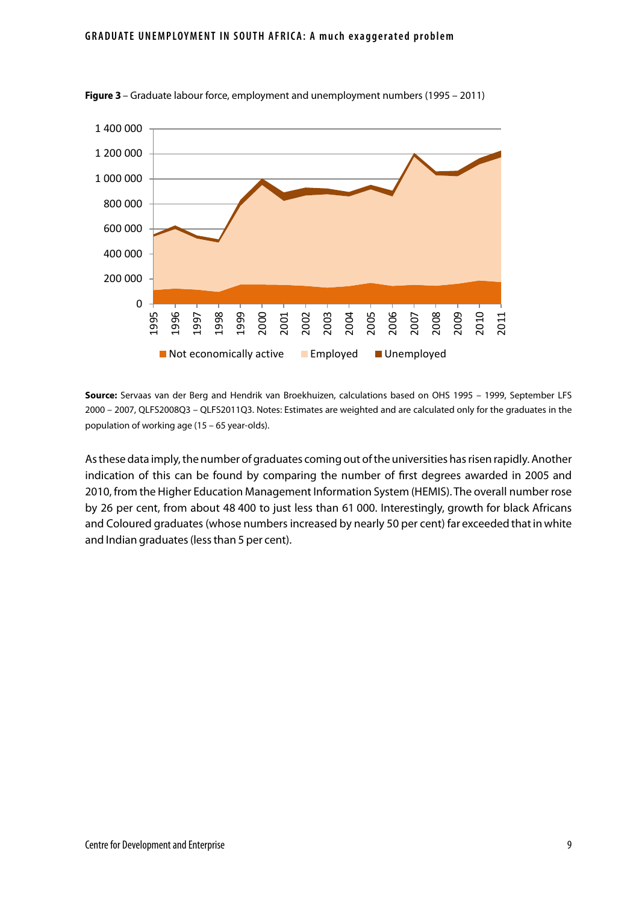**Figure 3** – Graduate labour force, employment and unemployment numbers (1995 – 2011)

**Source:** Servaas van der Berg and Hendrik van Broekhuizen, calculations based on OHS 1995 – 1999, September LFS 2000 – 2007, QLFS2008Q3 – QLFS2011Q3. Notes: Estimates are weighted and are calculated only for the graduates in the population of working age (15 – 65 year-olds).

As these data imply, the number of graduates coming out of the universities has risen rapidly. Another indication of this can be found by comparing the number of first degrees awarded in 2005 and 2010, from the Higher Education Management Information System (HEMIS). The overall number rose by 26 per cent, from about 48 400 to just less than 61 000. Interestingly, growth for black Africans and Coloured graduates (whose numbers increased by nearly 50 per cent) far exceeded that in white and Indian graduates (less than 5 per cent).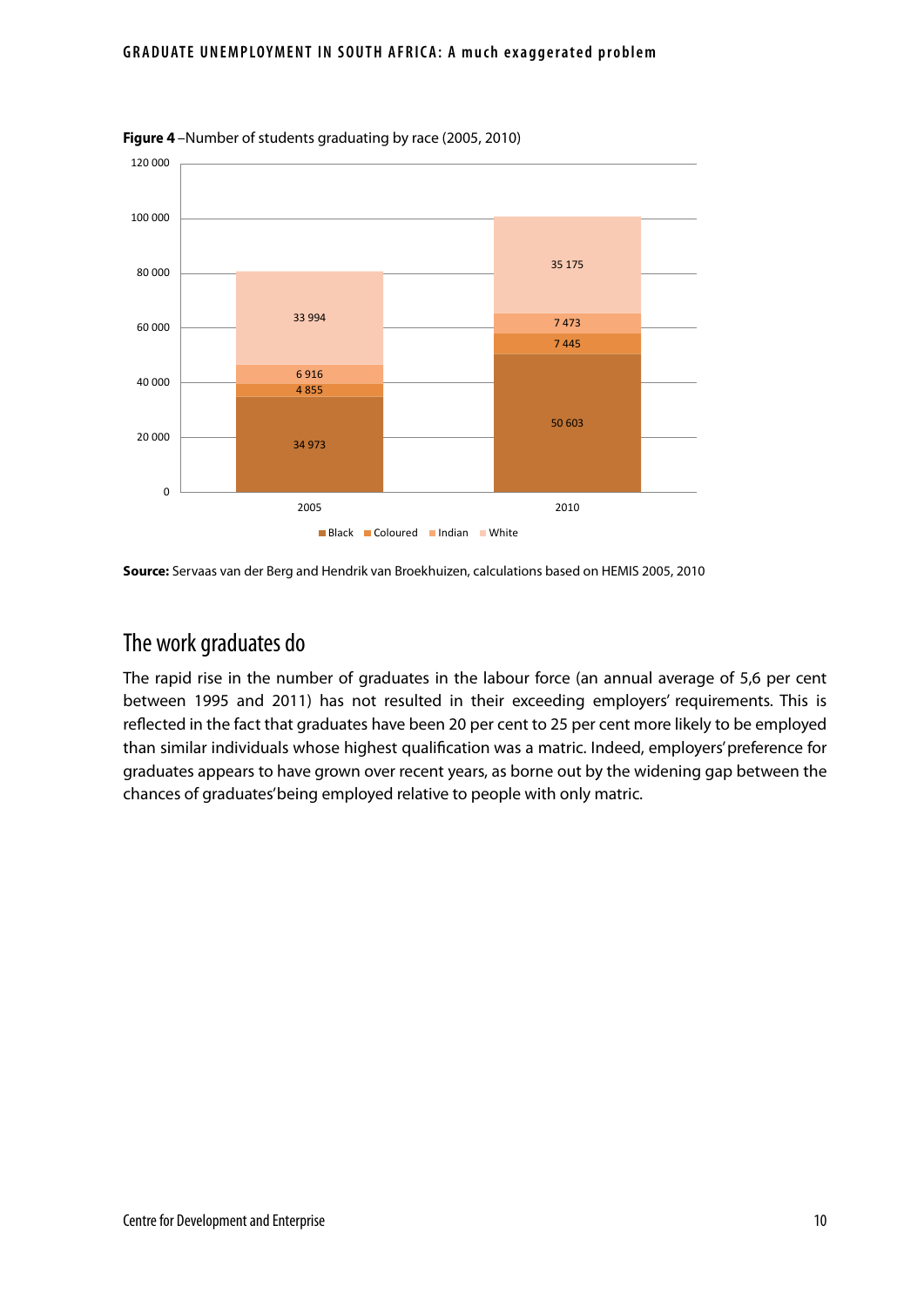**Figure 4** –Number of students graduating by race (2005, 2010)

| | Black | Coloured | Indian | White |
|---|---|---|---|---|
| 2005 | 34 973 | 4 855 | 6 916 | 33 994 |
| 2010 | 50 603 | 7 445 | 7 473 | 35 175 |

**Source:** Servaas van der Berg and Hendrik van Broekhuizen, calculations based on HEMIS 2005, 2010

## The work graduates do

The rapid rise in the number of graduates in the labour force (an annual average of 5,6 per cent between 1995 and 2011) has not resulted in their exceeding employers' requirements. This is reflected in the fact that graduates have been 20 per cent to 25 per cent more likely to be employed than similar individuals whose highest qualification was a matric. Indeed, employers' preference for graduates appears to have grown over recent years, as borne out by the widening gap between the chances of graduates' being employed relative to people with only matric.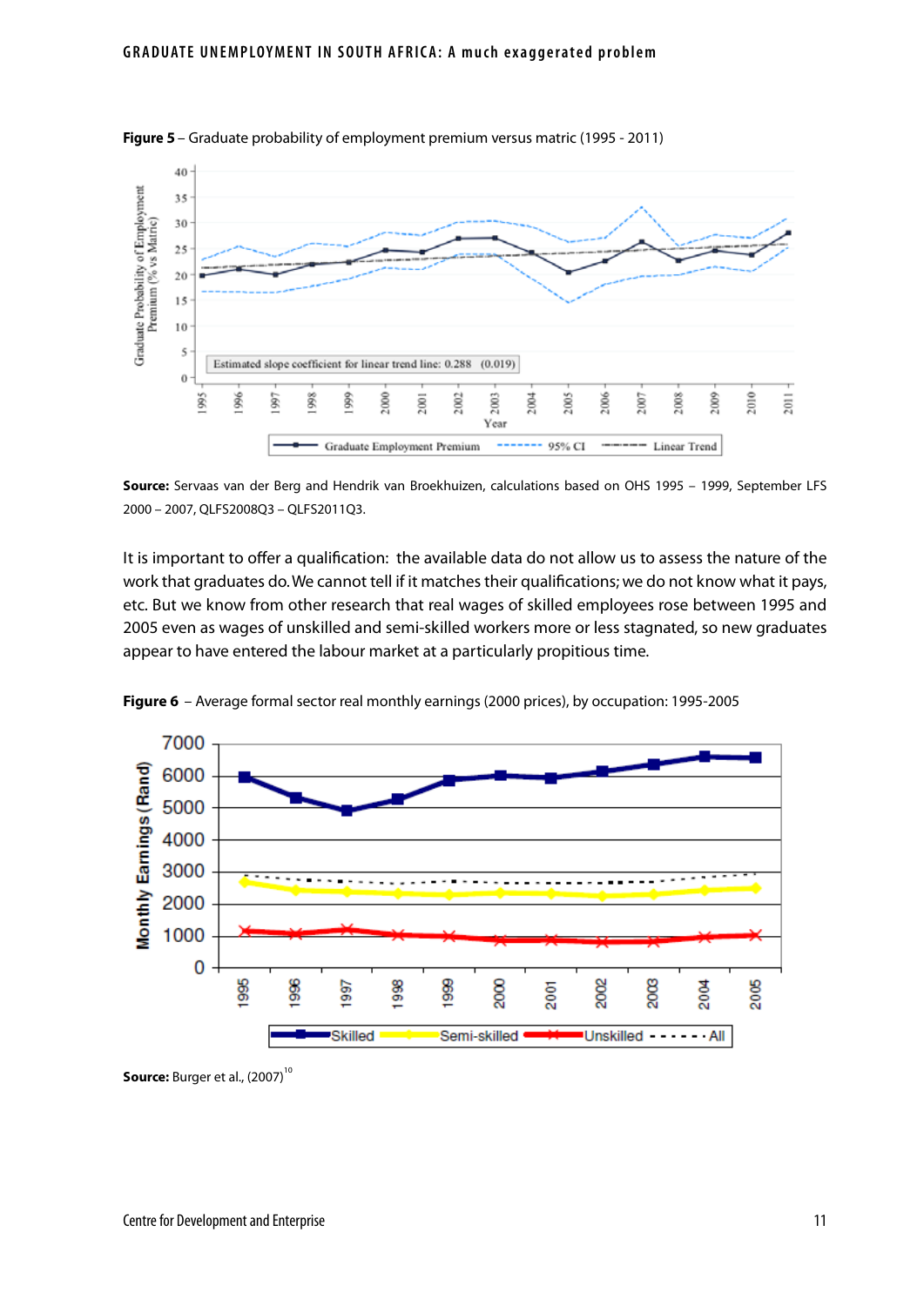**Figure 5** – Graduate probability of employment premium versus matric (1995 - 2011)

**Source:** Servaas van der Berg and Hendrik van Broekhuizen, calculations based on OHS 1995 – 1999, September LFS 2000 – 2007, QLFS2008Q3 – QLFS2011Q3.

It is important to offer a qualification: the available data do not allow us to assess the nature of the work that graduates do. We cannot tell if it matches their qualifications; we do not know what it pays, etc. But we know from other research that real wages of skilled employees rose between 1995 and 2005 even as wages of unskilled and semi-skilled workers more or less stagnated, so new graduates appear to have entered the labour market at a particularly propitious time.

**Figure 6** – Average formal sector real monthly earnings (2000 prices), by occupation: 1995-2005

**Source:** Burger et al., (2007)[10]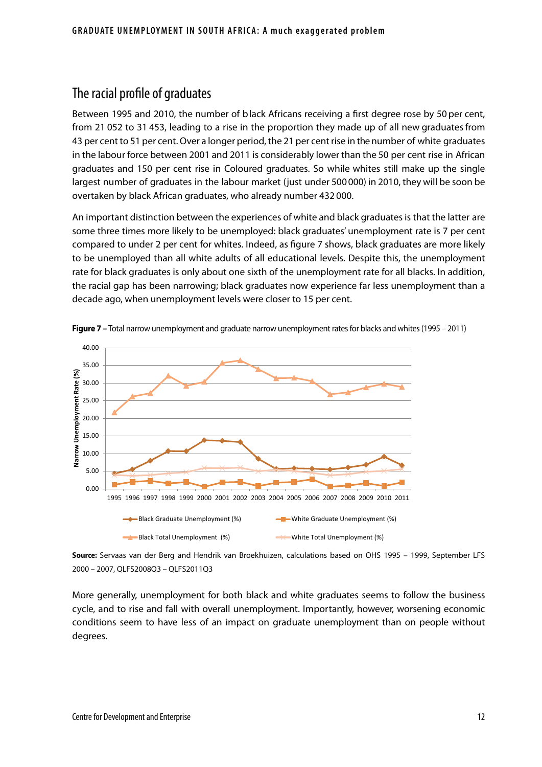## The racial profile of graduates

Between 1995 and 2010, the number of black Africans receiving a first degree rose by 50 per cent, from 21 052 to 31 453, leading to a rise in the proportion they made up of all new graduates from 43 per cent to 51 per cent. Over a longer period, the 21 per cent rise in the number of white graduates in the labour force between 2001 and 2011 is considerably lower than the 50 per cent rise in African graduates and 150 per cent rise in Coloured graduates. So while whites still make up the single largest number of graduates in the labour market (just under 500 000) in 2010, they will be soon be overtaken by black African graduates, who already number 432 000.

An important distinction between the experiences of white and black graduates is that the latter are some three times more likely to be unemployed: black graduates' unemployment rate is 7 per cent compared to under 2 per cent for whites. Indeed, as figure 7 shows, black graduates are more likely to be unemployed than all white adults of all educational levels. Despite this, the unemployment rate for black graduates is only about one sixth of the unemployment rate for all blacks. In addition, the racial gap has been narrowing; black graduates now experience far less unemployment than a decade ago, when unemployment levels were closer to 15 per cent.

**Figure 7 –** Total narrow unemployment and graduate narrow unemployment rates for blacks and whites (1995 – 2011)

**Source:** Servaas van der Berg and Hendrik van Broekhuizen, calculations based on OHS 1995 – 1999, September LFS 2000 – 2007, QLFS2008Q3 – QLFS2011Q3

More generally, unemployment for both black and white graduates seems to follow the business cycle, and to rise and fall with overall unemployment. Importantly, however, worsening economic conditions seem to have less of an impact on graduate unemployment than on people without degrees.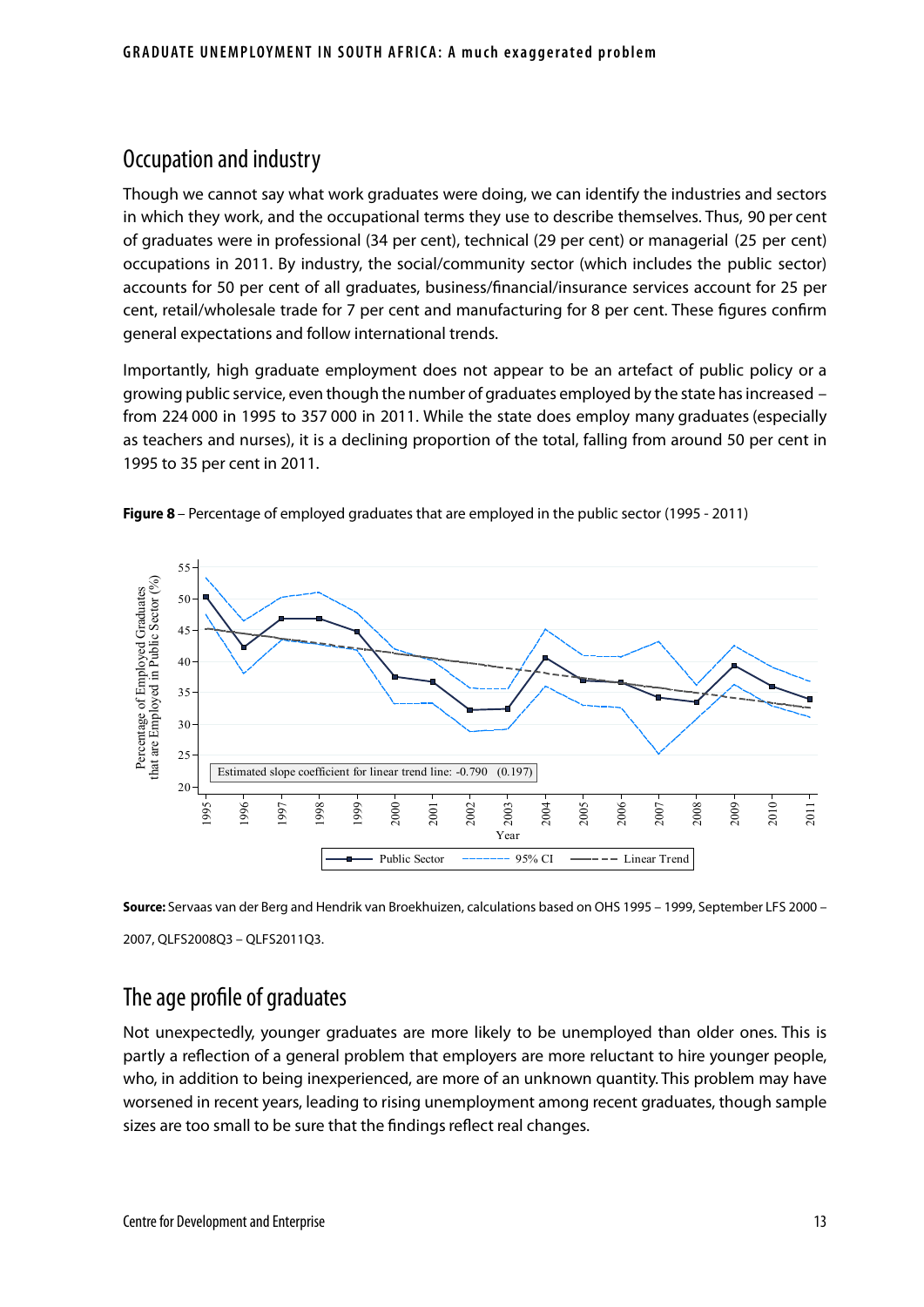## Occupation and industry

Though we cannot say what work graduates were doing, we can identify the industries and sectors in which they work, and the occupational terms they use to describe themselves. Thus, 90 per cent of graduates were in professional (34 per cent), technical (29 per cent) or managerial (25 per cent) occupations in 2011. By industry, the social/community sector (which includes the public sector) accounts for 50 per cent of all graduates, business/financial/insurance services account for 25 per cent, retail/wholesale trade for 7 per cent and manufacturing for 8 per cent. These figures confirm general expectations and follow international trends.

Importantly, high graduate employment does not appear to be an artefact of public policy or a growing public service, even though the number of graduates employed by the state has increased – from 224 000 in 1995 to 357 000 in 2011. While the state does employ many graduates (especially as teachers and nurses), it is a declining proportion of the total, falling from around 50 per cent in 1995 to 35 per cent in 2011.

**Figure 8** – Percentage of employed graduates that are employed in the public sector (1995 - 2011)

**Source:** Servaas van der Berg and Hendrik van Broekhuizen, calculations based on OHS 1995 – 1999, September LFS 2000 – 2007, QLFS2008Q3 – QLFS2011Q3.

## The age profile of graduates

Not unexpectedly, younger graduates are more likely to be unemployed than older ones. This is partly a reflection of a general problem that employers are more reluctant to hire younger people, who, in addition to being inexperienced, are more of an unknown quantity. This problem may have worsened in recent years, leading to rising unemployment among recent graduates, though sample sizes are too small to be sure that the findings reflect real changes.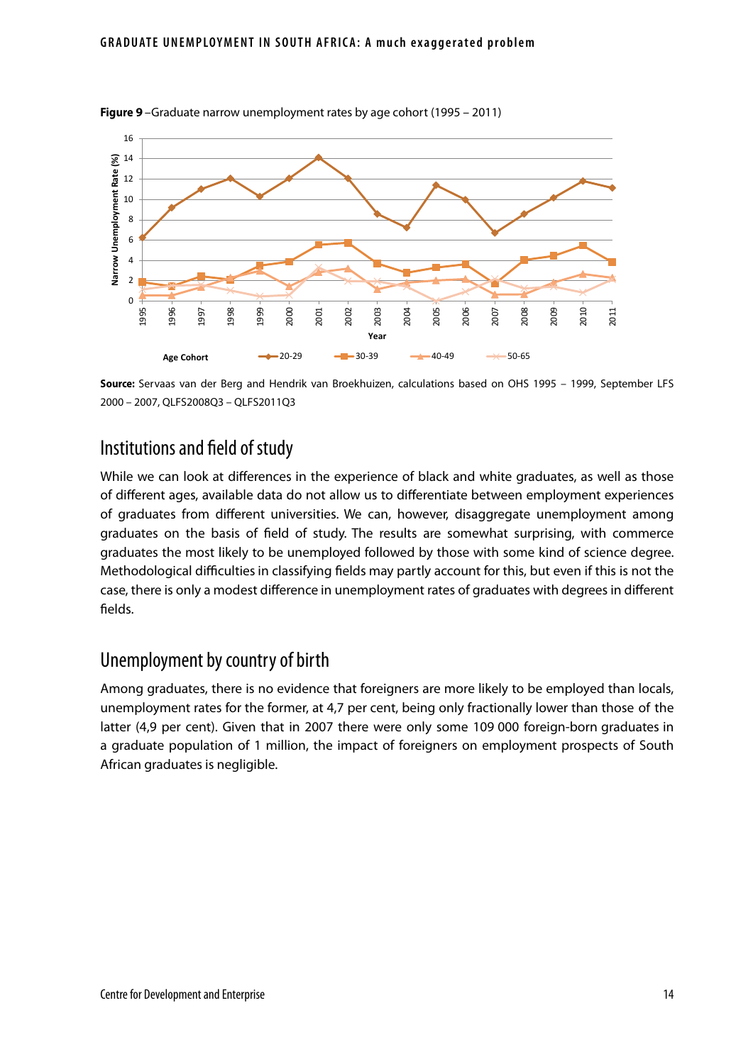**Figure 9** –Graduate narrow unemployment rates by age cohort (1995 – 2011)

**Source:** Servaas van der Berg and Hendrik van Broekhuizen, calculations based on OHS 1995 – 1999, September LFS 2000 – 2007, QLFS2008Q3 – QLFS2011Q3

## Institutions and field of study

While we can look at differences in the experience of black and white graduates, as well as those of different ages, available data do not allow us to differentiate between employment experiences of graduates from different universities. We can, however, disaggregate unemployment among graduates on the basis of field of study. The results are somewhat surprising, with commerce graduates the most likely to be unemployed followed by those with some kind of science degree. Methodological difficulties in classifying fields may partly account for this, but even if this is not the case, there is only a modest difference in unemployment rates of graduates with degrees in different fields.

## Unemployment by country of birth

Among graduates, there is no evidence that foreigners are more likely to be employed than locals, unemployment rates for the former, at 4,7 per cent, being only fractionally lower than those of the latter (4,9 per cent). Given that in 2007 there were only some 109 000 foreign-born graduates in a graduate population of 1 million, the impact of foreigners on employment prospects of South African graduates is negligible.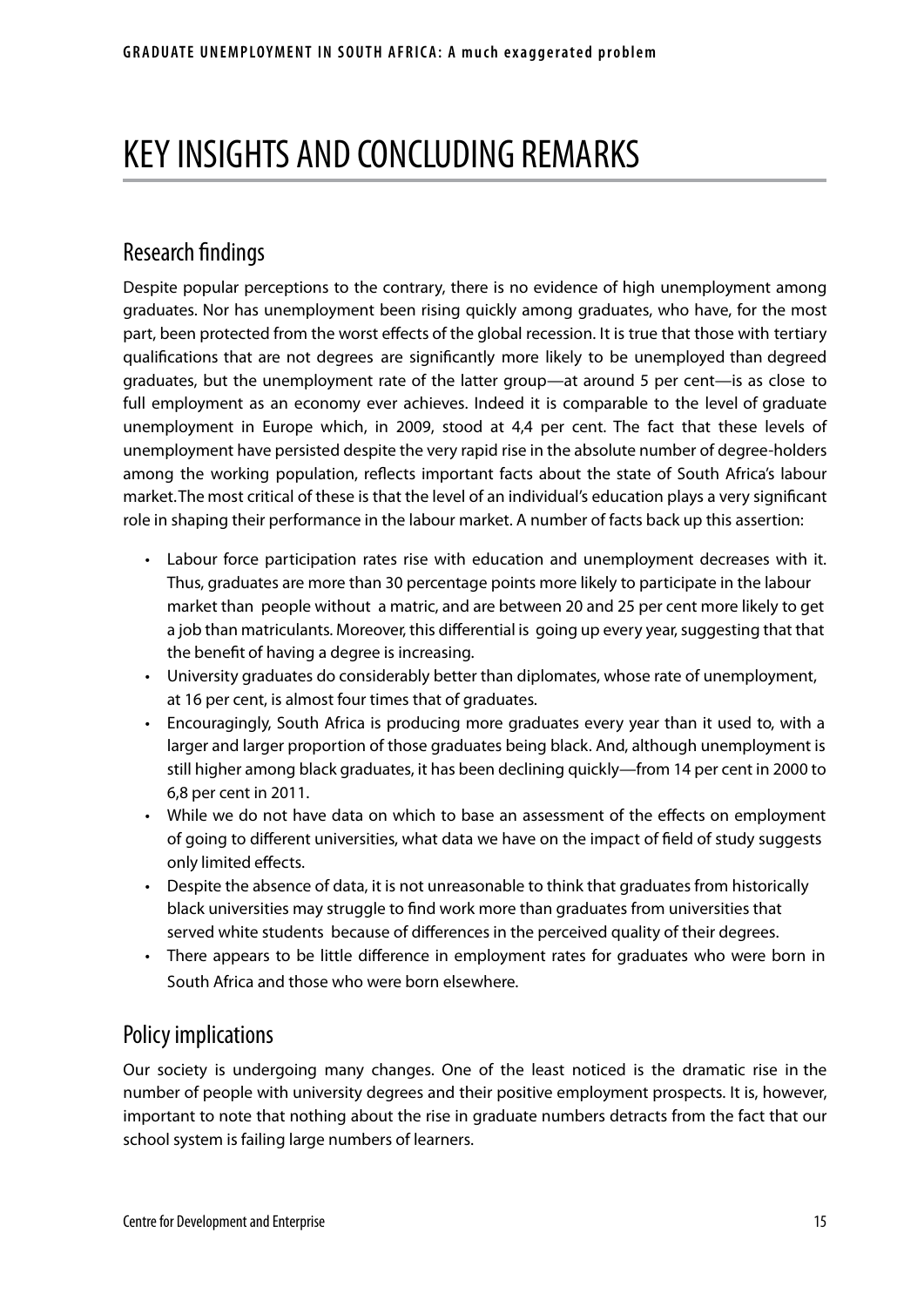# KEY INSIGHTS AND CONCLUDING REMARKS

## Research findings

Despite popular perceptions to the contrary, there is no evidence of high unemployment among graduates. Nor has unemployment been rising quickly among graduates, who have, for the most part, been protected from the worst effects of the global recession. It is true that those with tertiary qualifications that are not degrees are significantly more likely to be unemployed than degreed graduates, but the unemployment rate of the latter group—at around 5 per cent—is as close to full employment as an economy ever achieves. Indeed it is comparable to the level of graduate unemployment in Europe which, in 2009, stood at 4,4 per cent. The fact that these levels of unemployment have persisted despite the very rapid rise in the absolute number of degree-holders among the working population, reflects important facts about the state of South Africa's labour market. The most critical of these is that the level of an individual's education plays a very significant role in shaping their performance in the labour market. A number of facts back up this assertion:

- Labour force participation rates rise with education and unemployment decreases with it. Thus, graduates are more than 30 percentage points more likely to participate in the labour market than people without a matric, and are between 20 and 25 per cent more likely to get a job than matriculants. Moreover, this differential is going up every year, suggesting that that the benefit of having a degree is increasing.
- University graduates do considerably better than diplomates, whose rate of unemployment, at 16 per cent, is almost four times that of graduates.
- Encouragingly, South Africa is producing more graduates every year than it used to, with a larger and larger proportion of those graduates being black. And, although unemployment is still higher among black graduates, it has been declining quickly—from 14 per cent in 2000 to 6,8 per cent in 2011.
- While we do not have data on which to base an assessment of the effects on employment of going to different universities, what data we have on the impact of field of study suggests only limited effects.
- Despite the absence of data, it is not unreasonable to think that graduates from historically black universities may struggle to find work more than graduates from universities that served white students because of differences in the perceived quality of their degrees.
- There appears to be little difference in employment rates for graduates who were born in South Africa and those who were born elsewhere.

## Policy implications

Our society is undergoing many changes. One of the least noticed is the dramatic rise in the number of people with university degrees and their positive employment prospects. It is, however, important to note that nothing about the rise in graduate numbers detracts from the fact that our school system is failing large numbers of learners.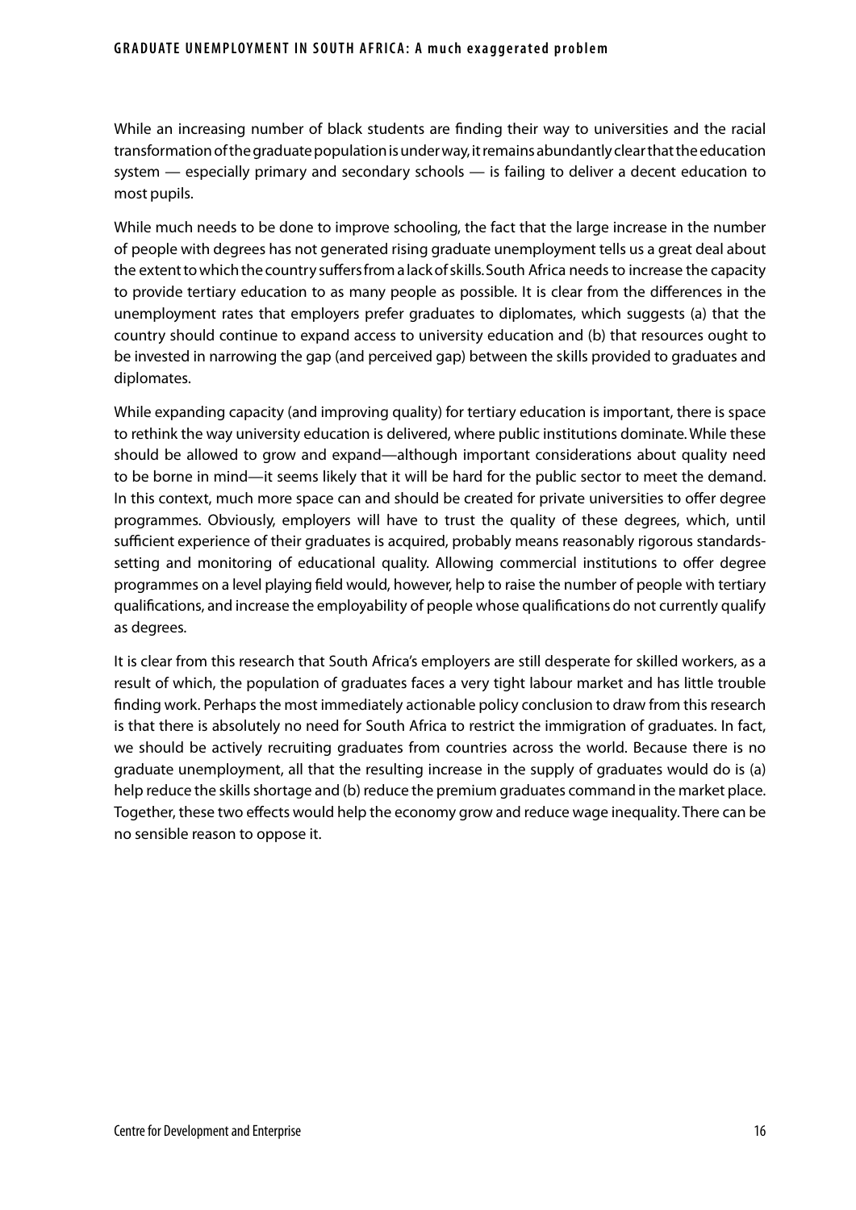While an increasing number of black students are finding their way to universities and the racial transformation of the graduate population is under way, it remains abundantly clear that the education system — especially primary and secondary schools — is failing to deliver a decent education to most pupils.

While much needs to be done to improve schooling, the fact that the large increase in the number of people with degrees has not generated rising graduate unemployment tells us a great deal about the extent to which the country suffers from a lack of skills. South Africa needs to increase the capacity to provide tertiary education to as many people as possible. It is clear from the differences in the unemployment rates that employers prefer graduates to diplomates, which suggests (a) that the country should continue to expand access to university education and (b) that resources ought to be invested in narrowing the gap (and perceived gap) between the skills provided to graduates and diplomates.

While expanding capacity (and improving quality) for tertiary education is important, there is space to rethink the way university education is delivered, where public institutions dominate. While these should be allowed to grow and expand—although important considerations about quality need to be borne in mind—it seems likely that it will be hard for the public sector to meet the demand. In this context, much more space can and should be created for private universities to offer degree programmes. Obviously, employers will have to trust the quality of these degrees, which, until sufficient experience of their graduates is acquired, probably means reasonably rigorous standards-setting and monitoring of educational quality. Allowing commercial institutions to offer degree programmes on a level playing field would, however, help to raise the number of people with tertiary qualifications, and increase the employability of people whose qualifications do not currently qualify as degrees.

It is clear from this research that South Africa's employers are still desperate for skilled workers, as a result of which, the population of graduates faces a very tight labour market and has little trouble finding work. Perhaps the most immediately actionable policy conclusion to draw from this research is that there is absolutely no need for South Africa to restrict the immigration of graduates. In fact, we should be actively recruiting graduates from countries across the world. Because there is no graduate unemployment, all that the resulting increase in the supply of graduates would do is (a) help reduce the skills shortage and (b) reduce the premium graduates command in the market place. Together, these two effects would help the economy grow and reduce wage inequality. There can be no sensible reason to oppose it.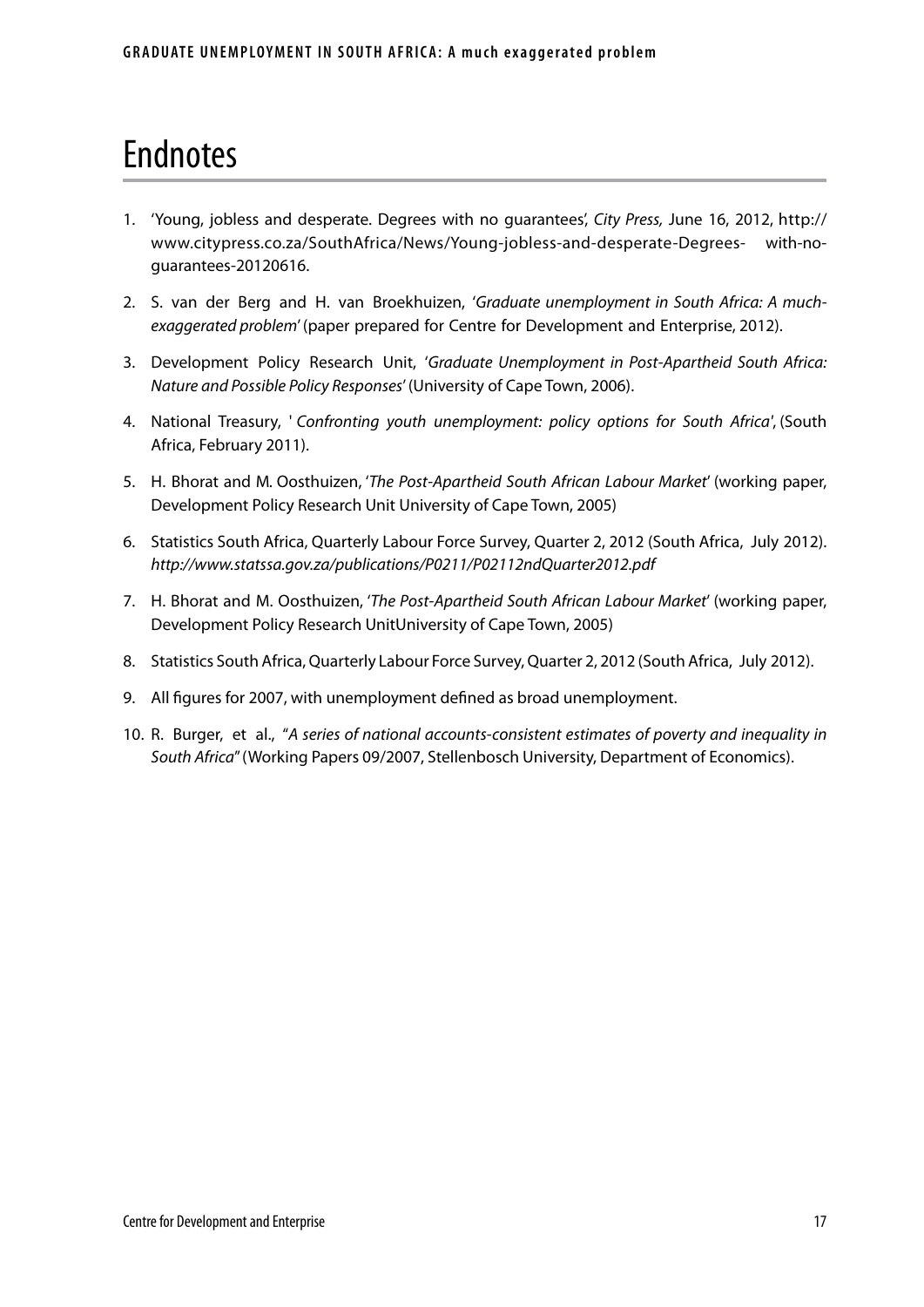# Endnotes

1. 'Young, jobless and desperate. Degrees with no guarantees', *City Press,* June 16, 2012, http://www.citypress.co.za/SouthAfrica/News/Young-jobless-and-desperate-Degrees- with-no-guarantees-20120616.

2. S. van der Berg and H. van Broekhuizen, '*Graduate unemployment in South Africa: A much-exaggerated problem*' (paper prepared for Centre for Development and Enterprise, 2012).

3. Development Policy Research Unit, '*Graduate Unemployment in Post-Apartheid South Africa: Nature and Possible Policy Responses*' (University of Cape Town, 2006).

4. National Treasury, '*Confronting youth unemployment: policy options for South Africa*', (South Africa, February 2011).

5. H. Bhorat and M. Oosthuizen, '*The Post-Apartheid South African Labour Market*' (working paper, Development Policy Research Unit University of Cape Town, 2005)

6. Statistics South Africa, Quarterly Labour Force Survey, Quarter 2, 2012 (South Africa, July 2012). *http://www.statssa.gov.za/publications/P0211/P02112ndQuarter2012.pdf*

7. H. Bhorat and M. Oosthuizen, '*The Post-Apartheid South African Labour Market*' (working paper, Development Policy Research UnitUniversity of Cape Town, 2005)

8. Statistics South Africa, Quarterly Labour Force Survey, Quarter 2, 2012 (South Africa, July 2012).

9. All figures for 2007, with unemployment defined as broad unemployment.

10. R. Burger, et al., "*A series of national accounts-consistent estimates of poverty and inequality in South Africa*" (Working Papers 09/2007, Stellenbosch University, Department of Economics).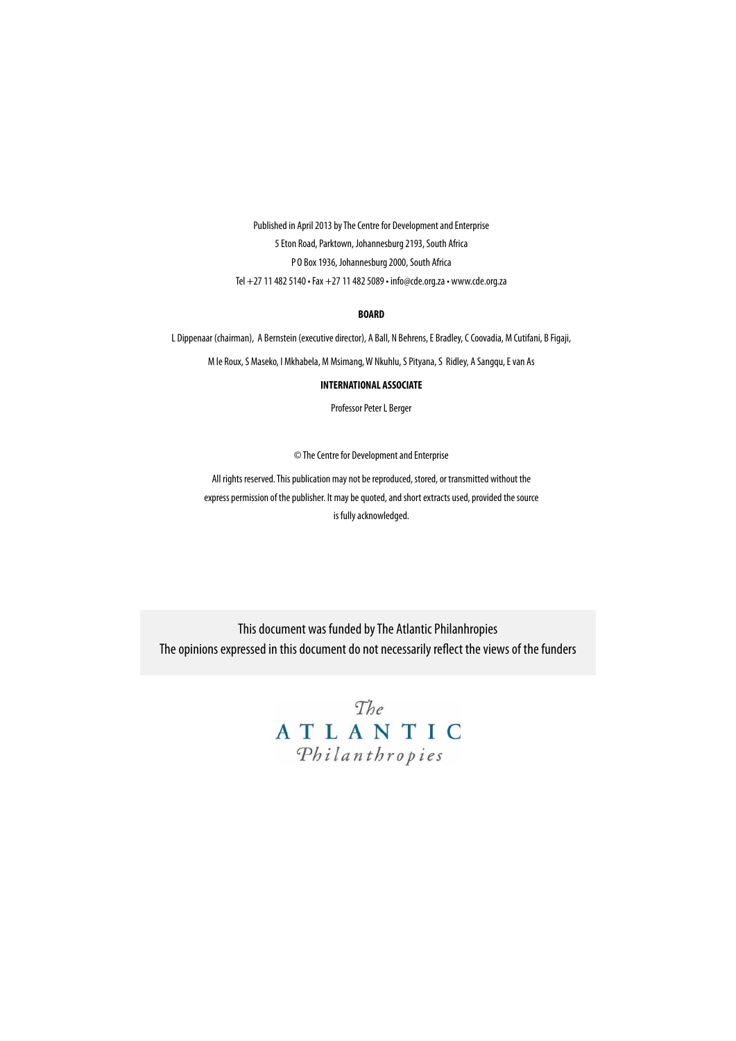Published in April 2013 by The Centre for Development and Enterprise

5 Eton Road, Parktown, Johannesburg 2193, South Africa

P O Box 1936, Johannesburg 2000, South Africa

Tel +27 11 482 5140 • Fax +27 11 482 5089 • info@cde.org.za • www.cde.org.za

**BOARD**

L Dippenaar (chairman), A Bernstein (executive director), A Ball, N Behrens, E Bradley, C Coovadia, M Cutifani, B Figaji, M le Roux, S Maseko, I Mkhabela, M Msimang, W Nkuhlu, S Pityana, S Ridley, A Sangqu, E van As

**INTERNATIONAL ASSOCIATE**

Professor Peter L Berger

© The Centre for Development and Enterprise

All rights reserved. This publication may not be reproduced, stored, or transmitted without the express permission of the publisher. It may be quoted, and short extracts used, provided the source is fully acknowledged.

This document was funded by The Atlantic Philanhropies

The opinions expressed in this document do not necessarily reflect the views of the funders

The ATLANTIC Philanthropies